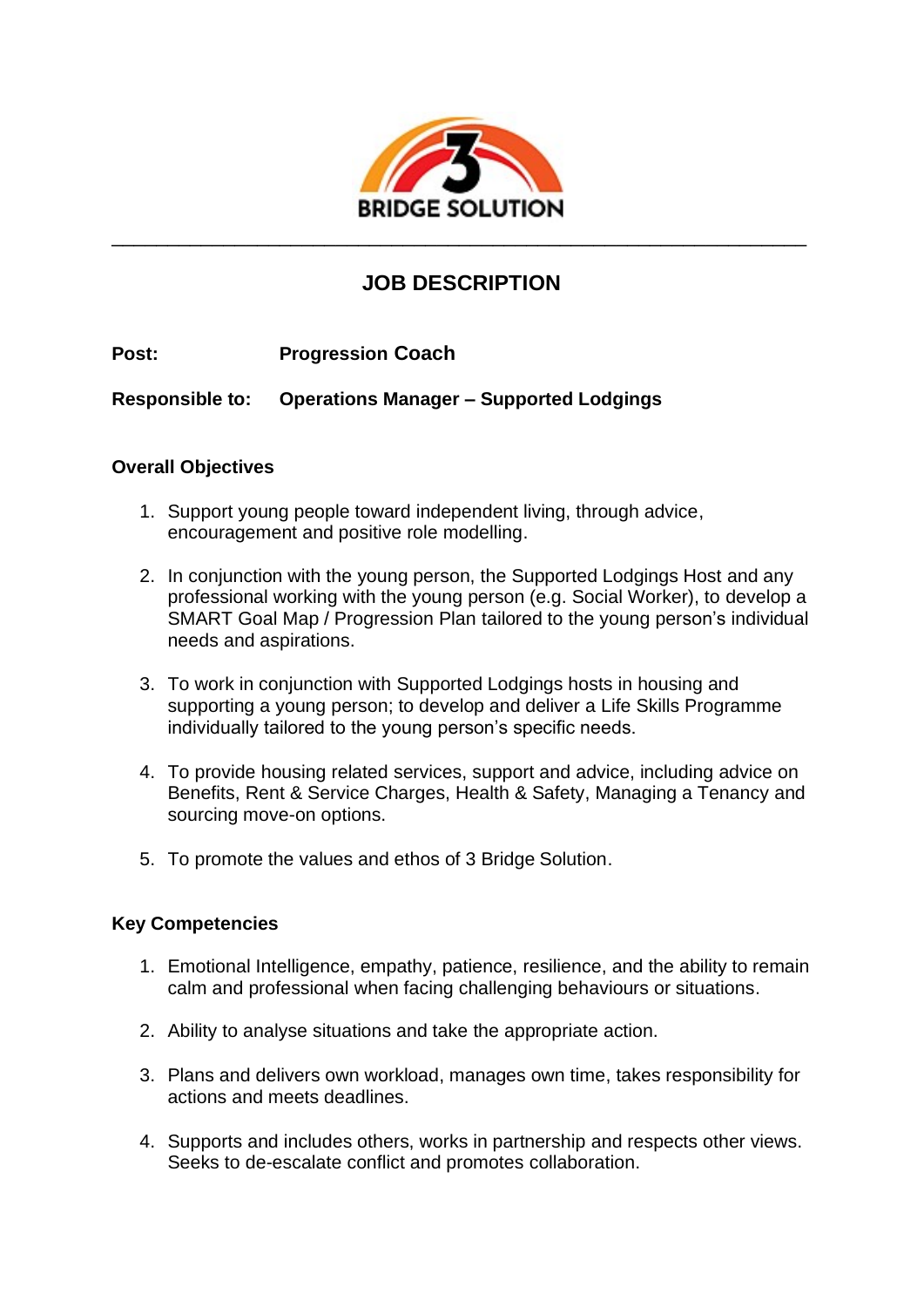# JOB DESCRIPTION

**Post:** **Progression Coach**

**Responsible to:** **Operations Manager – Supported Lodgings**

## Overall Objectives

1. Support young people toward independent living, through advice, encouragement and positive role modelling.

2. In conjunction with the young person, the Supported Lodgings Host and any professional working with the young person (e.g. Social Worker), to develop a SMART Goal Map / Progression Plan tailored to the young person's individual needs and aspirations.

3. To work in conjunction with Supported Lodgings hosts in housing and supporting a young person; to develop and deliver a Life Skills Programme individually tailored to the young person's specific needs.

4. To provide housing related services, support and advice, including advice on Benefits, Rent & Service Charges, Health & Safety, Managing a Tenancy and sourcing move-on options.

5. To promote the values and ethos of 3 Bridge Solution.

## Key Competencies

1. Emotional Intelligence, empathy, patience, resilience, and the ability to remain calm and professional when facing challenging behaviours or situations.

2. Ability to analyse situations and take the appropriate action.

3. Plans and delivers own workload, manages own time, takes responsibility for actions and meets deadlines.

4. Supports and includes others, works in partnership and respects other views. Seeks to de-escalate conflict and promotes collaboration.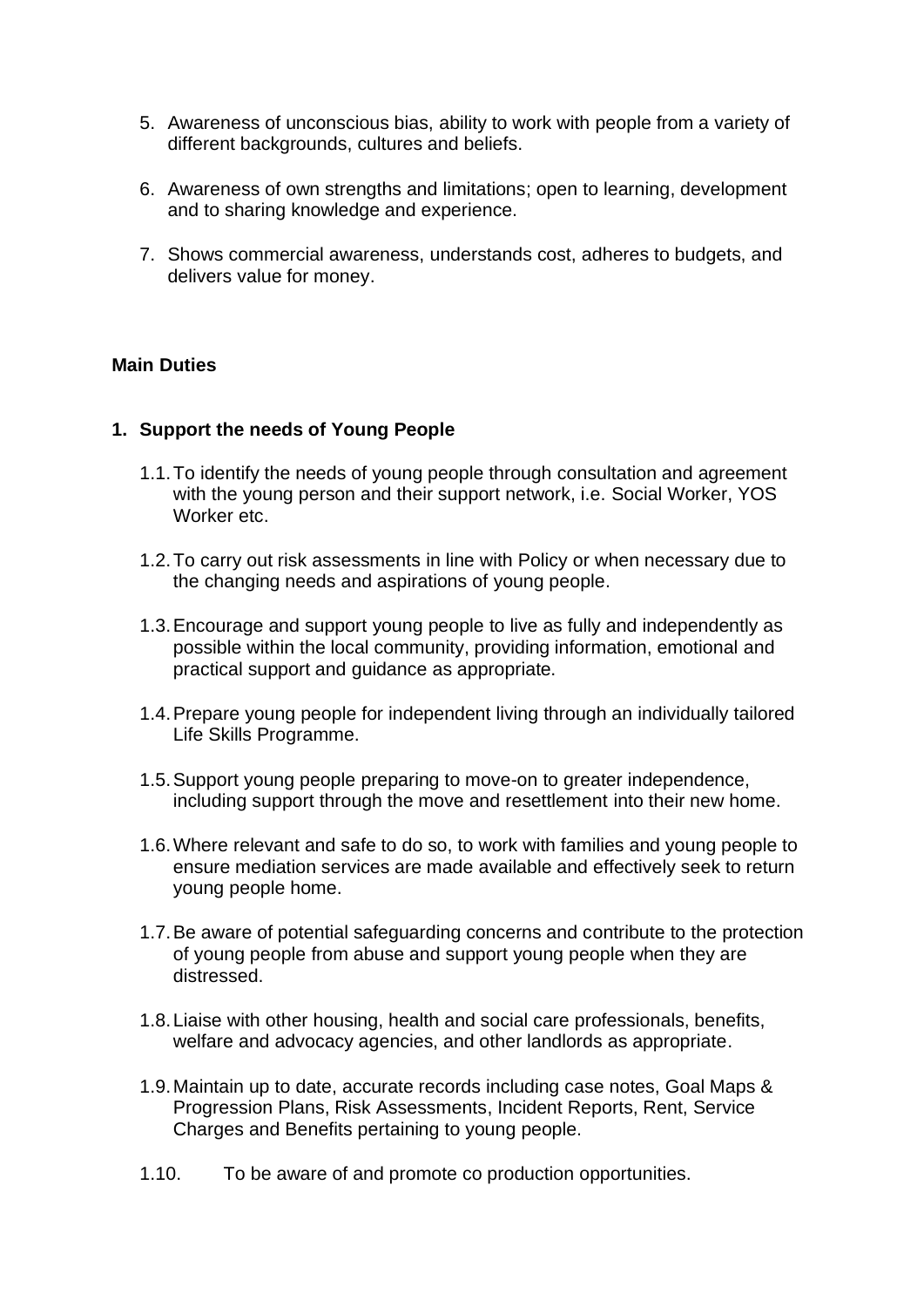5. Awareness of unconscious bias, ability to work with people from a variety of different backgrounds, cultures and beliefs.

6. Awareness of own strengths and limitations; open to learning, development and to sharing knowledge and experience.

7. Shows commercial awareness, understands cost, adheres to budgets, and delivers value for money.

**Main Duties**

**1. Support the needs of Young People**

1.1. To identify the needs of young people through consultation and agreement with the young person and their support network, i.e. Social Worker, YOS Worker etc.

1.2. To carry out risk assessments in line with Policy or when necessary due to the changing needs and aspirations of young people.

1.3. Encourage and support young people to live as fully and independently as possible within the local community, providing information, emotional and practical support and guidance as appropriate.

1.4. Prepare young people for independent living through an individually tailored Life Skills Programme.

1.5. Support young people preparing to move-on to greater independence, including support through the move and resettlement into their new home.

1.6. Where relevant and safe to do so, to work with families and young people to ensure mediation services are made available and effectively seek to return young people home.

1.7. Be aware of potential safeguarding concerns and contribute to the protection of young people from abuse and support young people when they are distressed.

1.8. Liaise with other housing, health and social care professionals, benefits, welfare and advocacy agencies, and other landlords as appropriate.

1.9. Maintain up to date, accurate records including case notes, Goal Maps & Progression Plans, Risk Assessments, Incident Reports, Rent, Service Charges and Benefits pertaining to young people.

1.10. To be aware of and promote co production opportunities.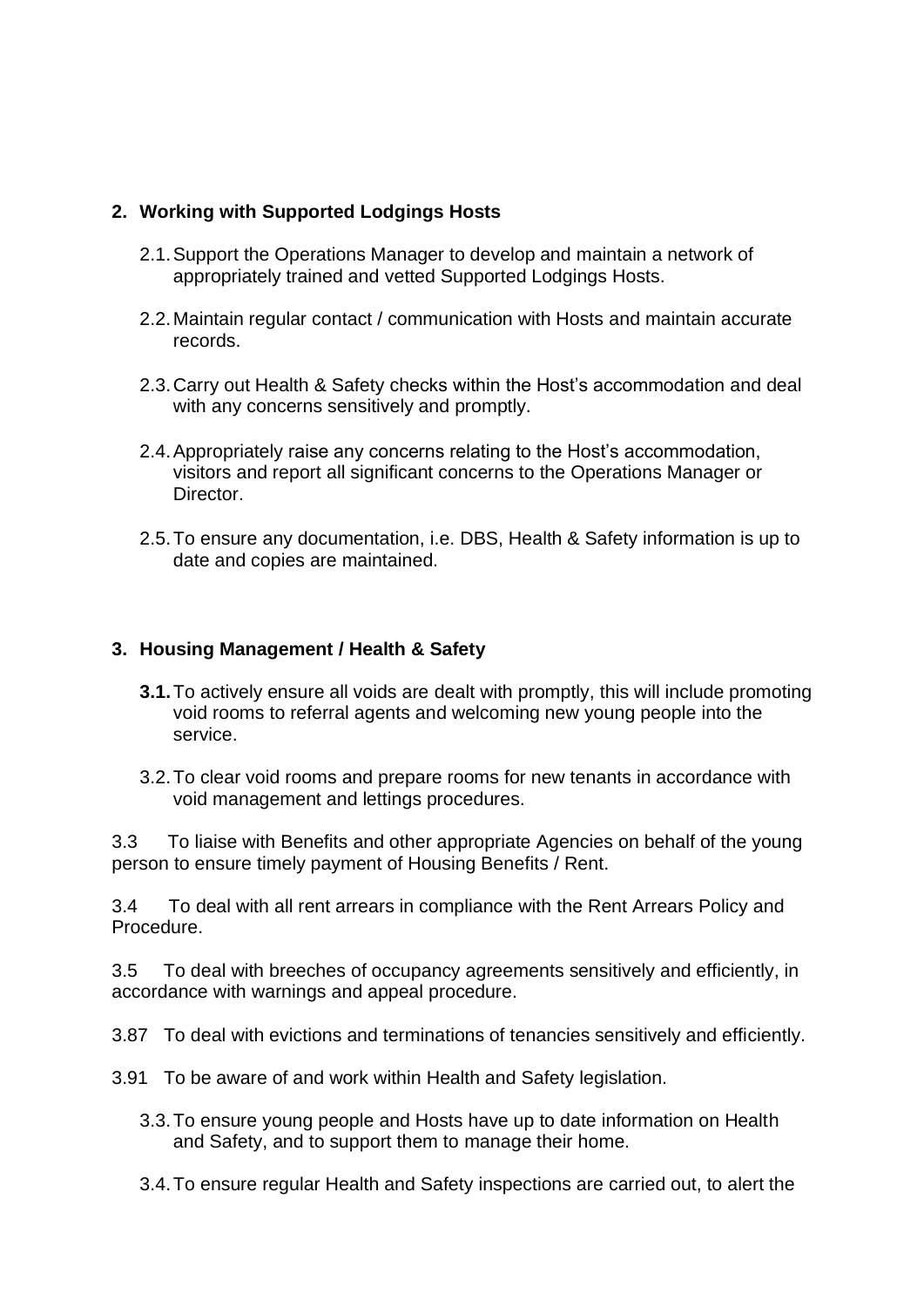## 2. Working with Supported Lodgings Hosts

2.1. Support the Operations Manager to develop and maintain a network of appropriately trained and vetted Supported Lodgings Hosts.

2.2. Maintain regular contact / communication with Hosts and maintain accurate records.

2.3. Carry out Health & Safety checks within the Host's accommodation and deal with any concerns sensitively and promptly.

2.4. Appropriately raise any concerns relating to the Host's accommodation, visitors and report all significant concerns to the Operations Manager or Director.

2.5. To ensure any documentation, i.e. DBS, Health & Safety information is up to date and copies are maintained.

## 3. Housing Management / Health & Safety

**3.1.** To actively ensure all voids are dealt with promptly, this will include promoting void rooms to referral agents and welcoming new young people into the service.

3.2. To clear void rooms and prepare rooms for new tenants in accordance with void management and lettings procedures.

3.3 To liaise with Benefits and other appropriate Agencies on behalf of the young person to ensure timely payment of Housing Benefits / Rent.

3.4 To deal with all rent arrears in compliance with the Rent Arrears Policy and Procedure.

3.5 To deal with breeches of occupancy agreements sensitively and efficiently, in accordance with warnings and appeal procedure.

3.87 To deal with evictions and terminations of tenancies sensitively and efficiently.

3.91 To be aware of and work within Health and Safety legislation.

3.3. To ensure young people and Hosts have up to date information on Health and Safety, and to support them to manage their home.

3.4. To ensure regular Health and Safety inspections are carried out, to alert the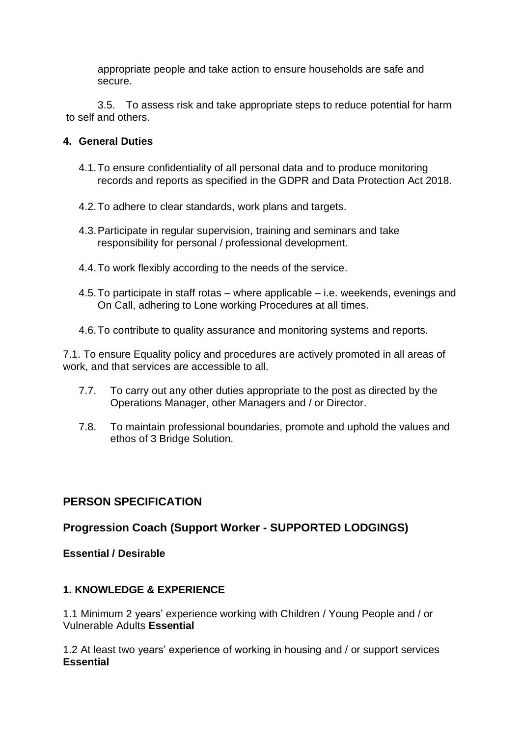appropriate people and take action to ensure households are safe and secure.

3.5. To assess risk and take appropriate steps to reduce potential for harm to self and others.

**4. General Duties**

4.1. To ensure confidentiality of all personal data and to produce monitoring records and reports as specified in the GDPR and Data Protection Act 2018.

4.2. To adhere to clear standards, work plans and targets.

4.3. Participate in regular supervision, training and seminars and take responsibility for personal / professional development.

4.4. To work flexibly according to the needs of the service.

4.5. To participate in staff rotas – where applicable – i.e. weekends, evenings and On Call, adhering to Lone working Procedures at all times.

4.6. To contribute to quality assurance and monitoring systems and reports.

7.1. To ensure Equality policy and procedures are actively promoted in all areas of work, and that services are accessible to all.

7.7. To carry out any other duties appropriate to the post as directed by the Operations Manager, other Managers and / or Director.

7.8. To maintain professional boundaries, promote and uphold the values and ethos of 3 Bridge Solution.

## PERSON SPECIFICATION

## Progression Coach (Support Worker - SUPPORTED LODGINGS)

**Essential / Desirable**

**1. KNOWLEDGE & EXPERIENCE**

1.1 Minimum 2 years' experience working with Children / Young People and / or Vulnerable Adults **Essential**

1.2 At least two years' experience of working in housing and / or support services **Essential**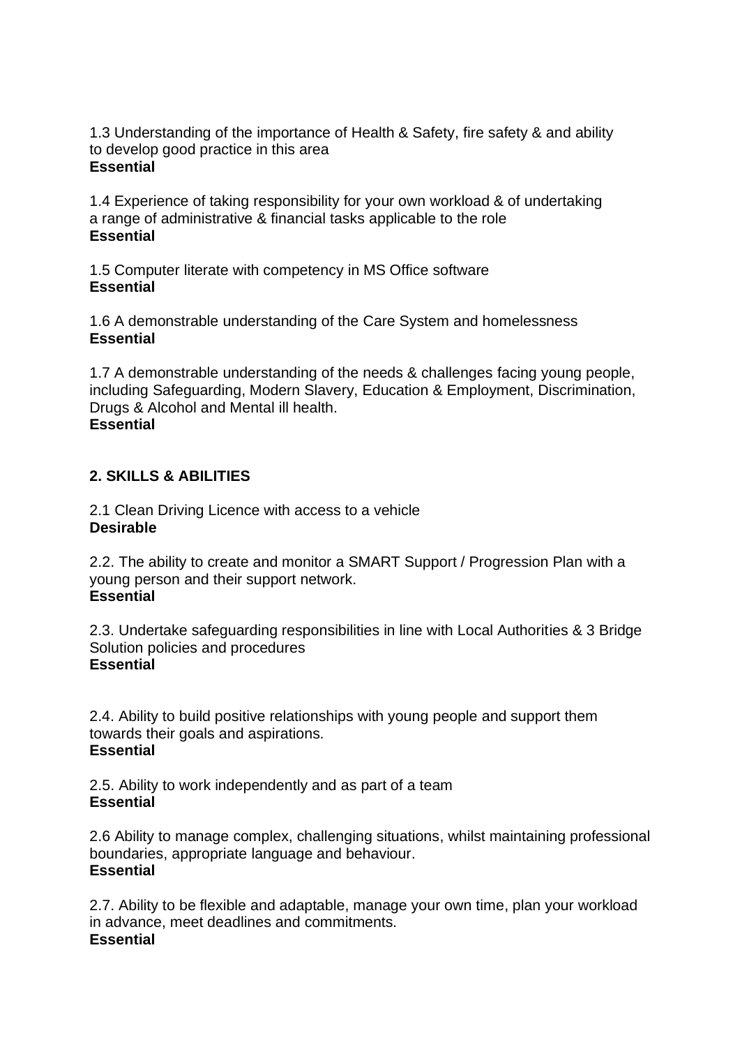1.3 Understanding of the importance of Health & Safety, fire safety & and ability to develop good practice in this area
**Essential**

1.4 Experience of taking responsibility for your own workload & of undertaking a range of administrative & financial tasks applicable to the role
**Essential**

1.5 Computer literate with competency in MS Office software
**Essential**

1.6 A demonstrable understanding of the Care System and homelessness
**Essential**

1.7 A demonstrable understanding of the needs & challenges facing young people, including Safeguarding, Modern Slavery, Education & Employment, Discrimination, Drugs & Alcohol and Mental ill health.
**Essential**

## 2. SKILLS & ABILITIES

2.1 Clean Driving Licence with access to a vehicle
**Desirable**

2.2. The ability to create and monitor a SMART Support / Progression Plan with a young person and their support network.
**Essential**

2.3. Undertake safeguarding responsibilities in line with Local Authorities & 3 Bridge Solution policies and procedures
**Essential**

2.4. Ability to build positive relationships with young people and support them towards their goals and aspirations.
**Essential**

2.5. Ability to work independently and as part of a team
**Essential**

2.6 Ability to manage complex, challenging situations, whilst maintaining professional boundaries, appropriate language and behaviour.
**Essential**

2.7. Ability to be flexible and adaptable, manage your own time, plan your workload in advance, meet deadlines and commitments.
**Essential**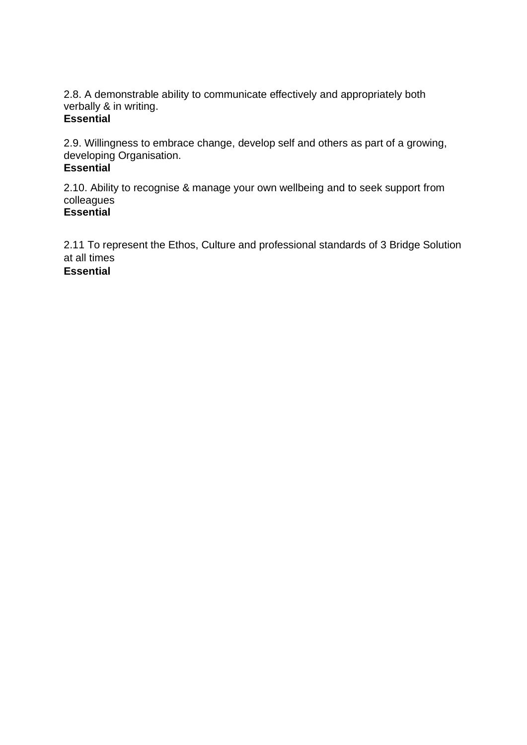2.8. A demonstrable ability to communicate effectively and appropriately both verbally & in writing.
**Essential**

2.9. Willingness to embrace change, develop self and others as part of a growing, developing Organisation.
**Essential**

2.10. Ability to recognise & manage your own wellbeing and to seek support from colleagues
**Essential**

2.11 To represent the Ethos, Culture and professional standards of 3 Bridge Solution at all times
**Essential**